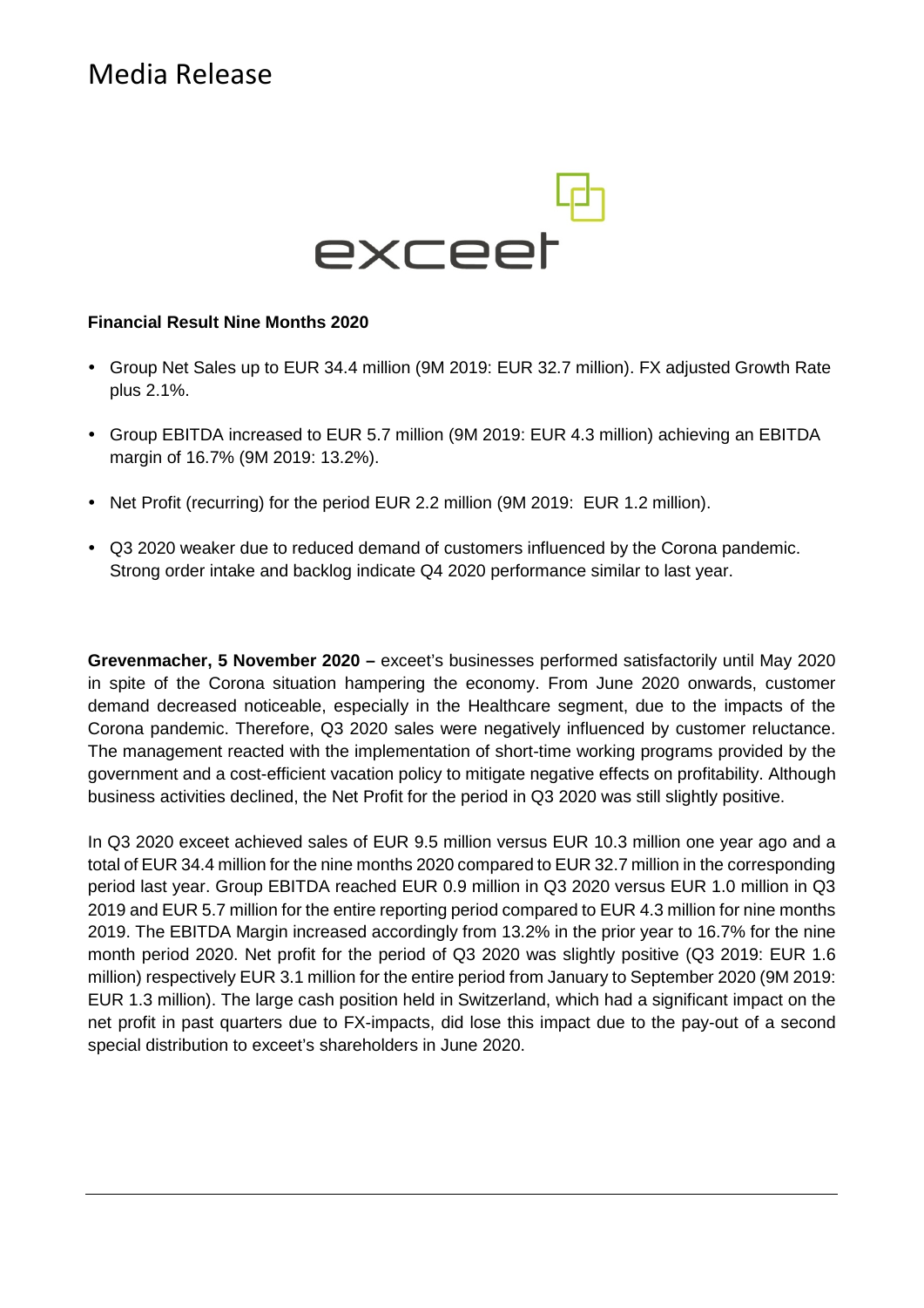# Media Release

exceet

**Financial Result Nine Months 2020**

- Group Net Sales up to EUR 34.4 million (9M 2019: EUR 32.7 million). FX adjusted Growth Rate plus 2.1%.
- Group EBITDA increased to EUR 5.7 million (9M 2019: EUR 4.3 million) achieving an EBITDA margin of 16.7% (9M 2019: 13.2%).
- Net Profit (recurring) for the period EUR 2.2 million (9M 2019: EUR 1.2 million).
- Q3 2020 weaker due to reduced demand of customers influenced by the Corona pandemic. Strong order intake and backlog indicate Q4 2020 performance similar to last year.

**Grevenmacher, 5 November 2020 –** exceet's businesses performed satisfactorily until May 2020 in spite of the Corona situation hampering the economy. From June 2020 onwards, customer demand decreased noticeable, especially in the Healthcare segment, due to the impacts of the Corona pandemic. Therefore, Q3 2020 sales were negatively influenced by customer reluctance. The management reacted with the implementation of short-time working programs provided by the government and a cost-efficient vacation policy to mitigate negative effects on profitability. Although business activities declined, the Net Profit for the period in Q3 2020 was still slightly positive.

In Q3 2020 exceet achieved sales of EUR 9.5 million versus EUR 10.3 million one year ago and a total of EUR 34.4 million for the nine months 2020 compared to EUR 32.7 million in the corresponding period last year. Group EBITDA reached EUR 0.9 million in Q3 2020 versus EUR 1.0 million in Q3 2019 and EUR 5.7 million for the entire reporting period compared to EUR 4.3 million for nine months 2019. The EBITDA Margin increased accordingly from 13.2% in the prior year to 16.7% for the nine month period 2020. Net profit for the period of Q3 2020 was slightly positive (Q3 2019: EUR 1.6 million) respectively EUR 3.1 million for the entire period from January to September 2020 (9M 2019: EUR 1.3 million). The large cash position held in Switzerland, which had a significant impact on the net profit in past quarters due to FX-impacts, did lose this impact due to the pay-out of a second special distribution to exceet's shareholders in June 2020.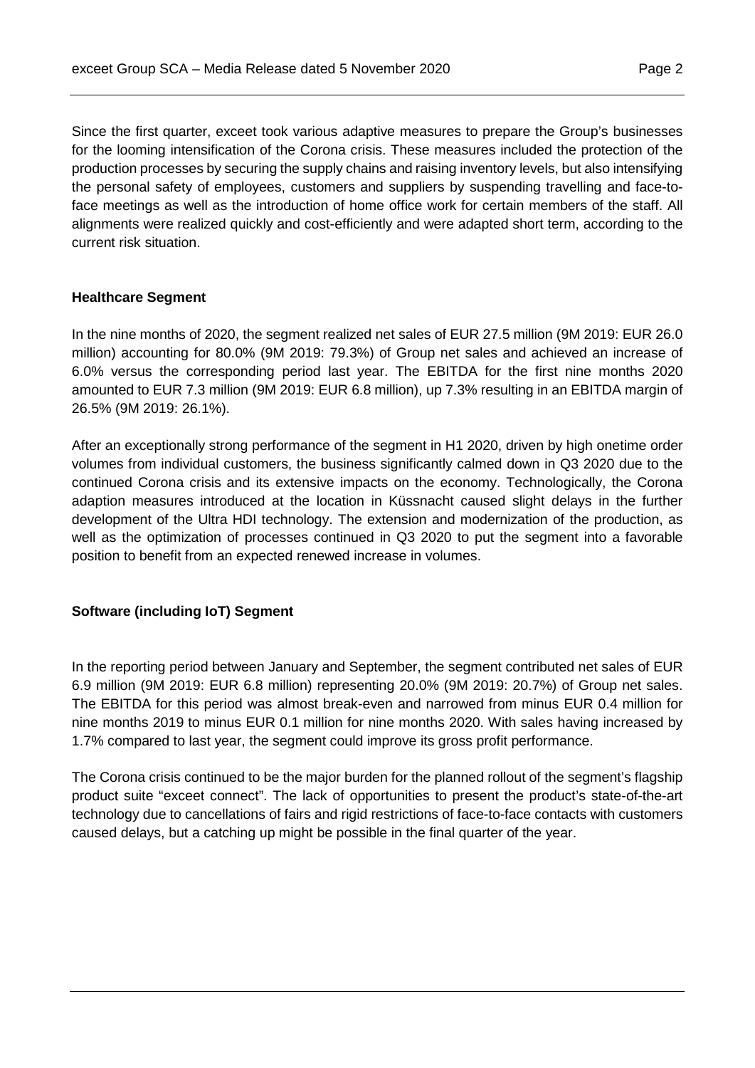Since the first quarter, exceet took various adaptive measures to prepare the Group's businesses for the looming intensification of the Corona crisis. These measures included the protection of the production processes by securing the supply chains and raising inventory levels, but also intensifying the personal safety of employees, customers and suppliers by suspending travelling and face-to-face meetings as well as the introduction of home office work for certain members of the staff. All alignments were realized quickly and cost-efficiently and were adapted short term, according to the current risk situation.

**Healthcare Segment**

In the nine months of 2020, the segment realized net sales of EUR 27.5 million (9M 2019: EUR 26.0 million) accounting for 80.0% (9M 2019: 79.3%) of Group net sales and achieved an increase of 6.0% versus the corresponding period last year. The EBITDA for the first nine months 2020 amounted to EUR 7.3 million (9M 2019: EUR 6.8 million), up 7.3% resulting in an EBITDA margin of 26.5% (9M 2019: 26.1%).

After an exceptionally strong performance of the segment in H1 2020, driven by high onetime order volumes from individual customers, the business significantly calmed down in Q3 2020 due to the continued Corona crisis and its extensive impacts on the economy. Technologically, the Corona adaption measures introduced at the location in Küssnacht caused slight delays in the further development of the Ultra HDI technology. The extension and modernization of the production, as well as the optimization of processes continued in Q3 2020 to put the segment into a favorable position to benefit from an expected renewed increase in volumes.

**Software (including IoT) Segment**

In the reporting period between January and September, the segment contributed net sales of EUR 6.9 million (9M 2019: EUR 6.8 million) representing 20.0% (9M 2019: 20.7%) of Group net sales. The EBITDA for this period was almost break-even and narrowed from minus EUR 0.4 million for nine months 2019 to minus EUR 0.1 million for nine months 2020. With sales having increased by 1.7% compared to last year, the segment could improve its gross profit performance.

The Corona crisis continued to be the major burden for the planned rollout of the segment's flagship product suite "exceet connect". The lack of opportunities to present the product's state-of-the-art technology due to cancellations of fairs and rigid restrictions of face-to-face contacts with customers caused delays, but a catching up might be possible in the final quarter of the year.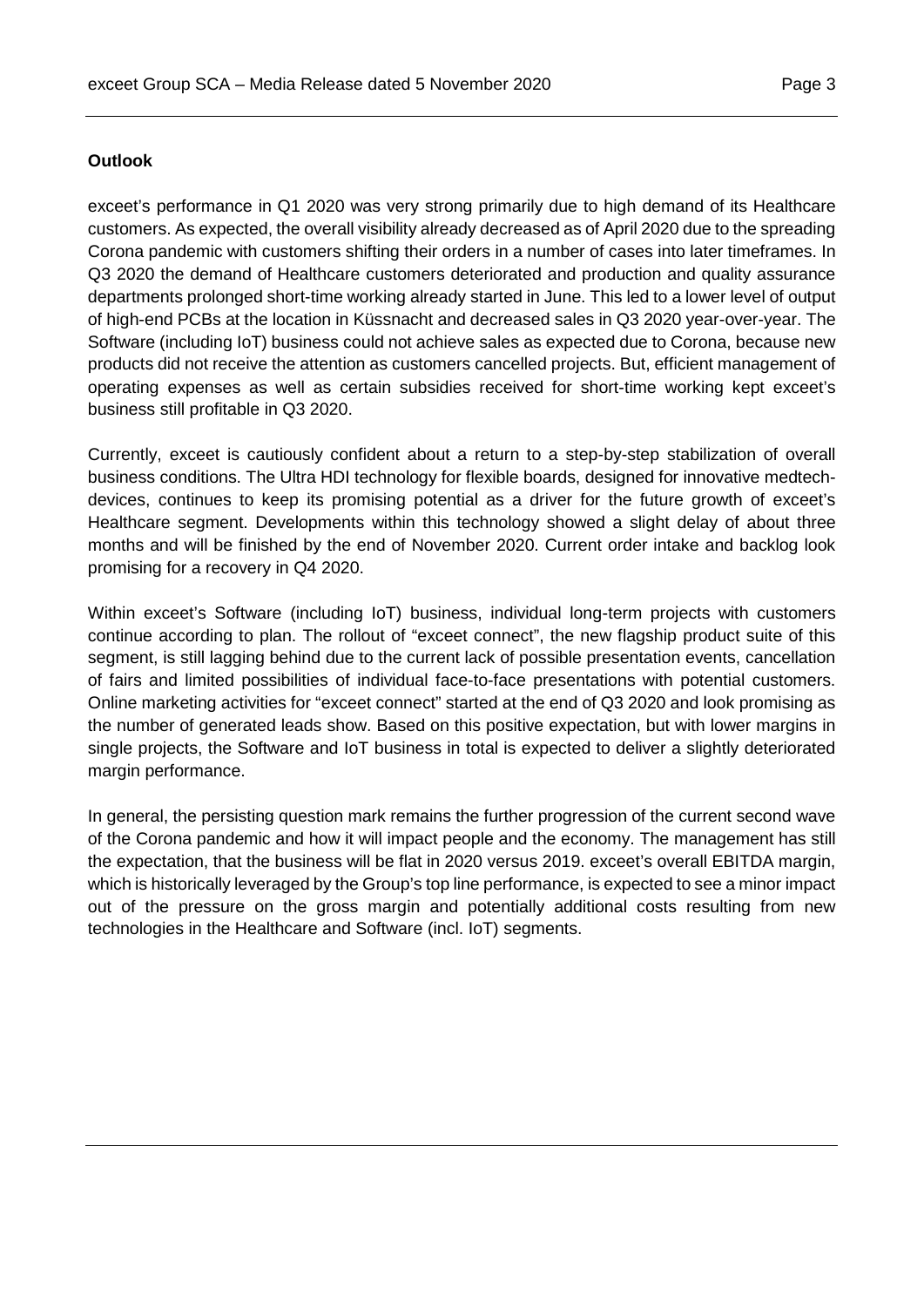**Outlook**

exceet's performance in Q1 2020 was very strong primarily due to high demand of its Healthcare customers. As expected, the overall visibility already decreased as of April 2020 due to the spreading Corona pandemic with customers shifting their orders in a number of cases into later timeframes. In Q3 2020 the demand of Healthcare customers deteriorated and production and quality assurance departments prolonged short-time working already started in June. This led to a lower level of output of high-end PCBs at the location in Küssnacht and decreased sales in Q3 2020 year-over-year. The Software (including IoT) business could not achieve sales as expected due to Corona, because new products did not receive the attention as customers cancelled projects. But, efficient management of operating expenses as well as certain subsidies received for short-time working kept exceet's business still profitable in Q3 2020.

Currently, exceet is cautiously confident about a return to a step-by-step stabilization of overall business conditions. The Ultra HDI technology for flexible boards, designed for innovative medtech-devices, continues to keep its promising potential as a driver for the future growth of exceet's Healthcare segment. Developments within this technology showed a slight delay of about three months and will be finished by the end of November 2020. Current order intake and backlog look promising for a recovery in Q4 2020.

Within exceet's Software (including IoT) business, individual long-term projects with customers continue according to plan. The rollout of "exceet connect", the new flagship product suite of this segment, is still lagging behind due to the current lack of possible presentation events, cancellation of fairs and limited possibilities of individual face-to-face presentations with potential customers. Online marketing activities for "exceet connect" started at the end of Q3 2020 and look promising as the number of generated leads show. Based on this positive expectation, but with lower margins in single projects, the Software and IoT business in total is expected to deliver a slightly deteriorated margin performance.

In general, the persisting question mark remains the further progression of the current second wave of the Corona pandemic and how it will impact people and the economy. The management has still the expectation, that the business will be flat in 2020 versus 2019. exceet's overall EBITDA margin, which is historically leveraged by the Group's top line performance, is expected to see a minor impact out of the pressure on the gross margin and potentially additional costs resulting from new technologies in the Healthcare and Software (incl. IoT) segments.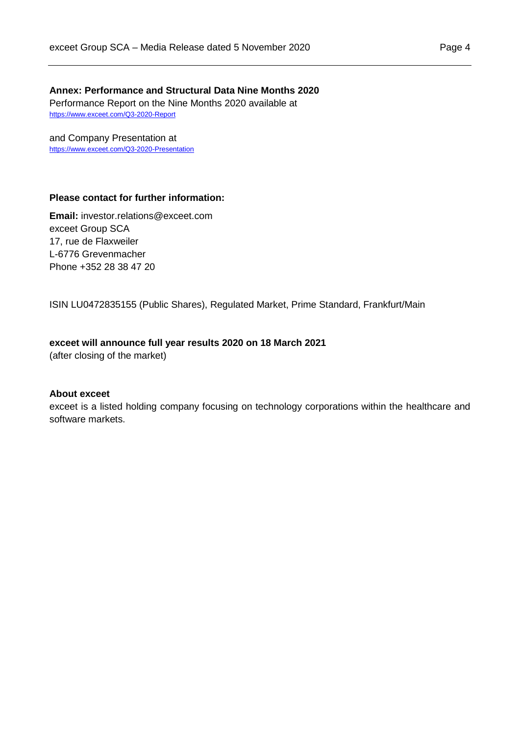**Annex: Performance and Structural Data Nine Months 2020**

Performance Report on the Nine Months 2020 available at
https://www.exceet.com/Q3-2020-Report

and Company Presentation at
https://www.exceet.com/Q3-2020-Presentation

**Please contact for further information:**

**Email:** investor.relations@exceet.com
exceet Group SCA
17, rue de Flaxweiler
L-6776 Grevenmacher
Phone +352 28 38 47 20

ISIN LU0472835155 (Public Shares), Regulated Market, Prime Standard, Frankfurt/Main

**exceet will announce full year results 2020 on 18 March 2021**
(after closing of the market)

**About exceet**

exceet is a listed holding company focusing on technology corporations within the healthcare and software markets.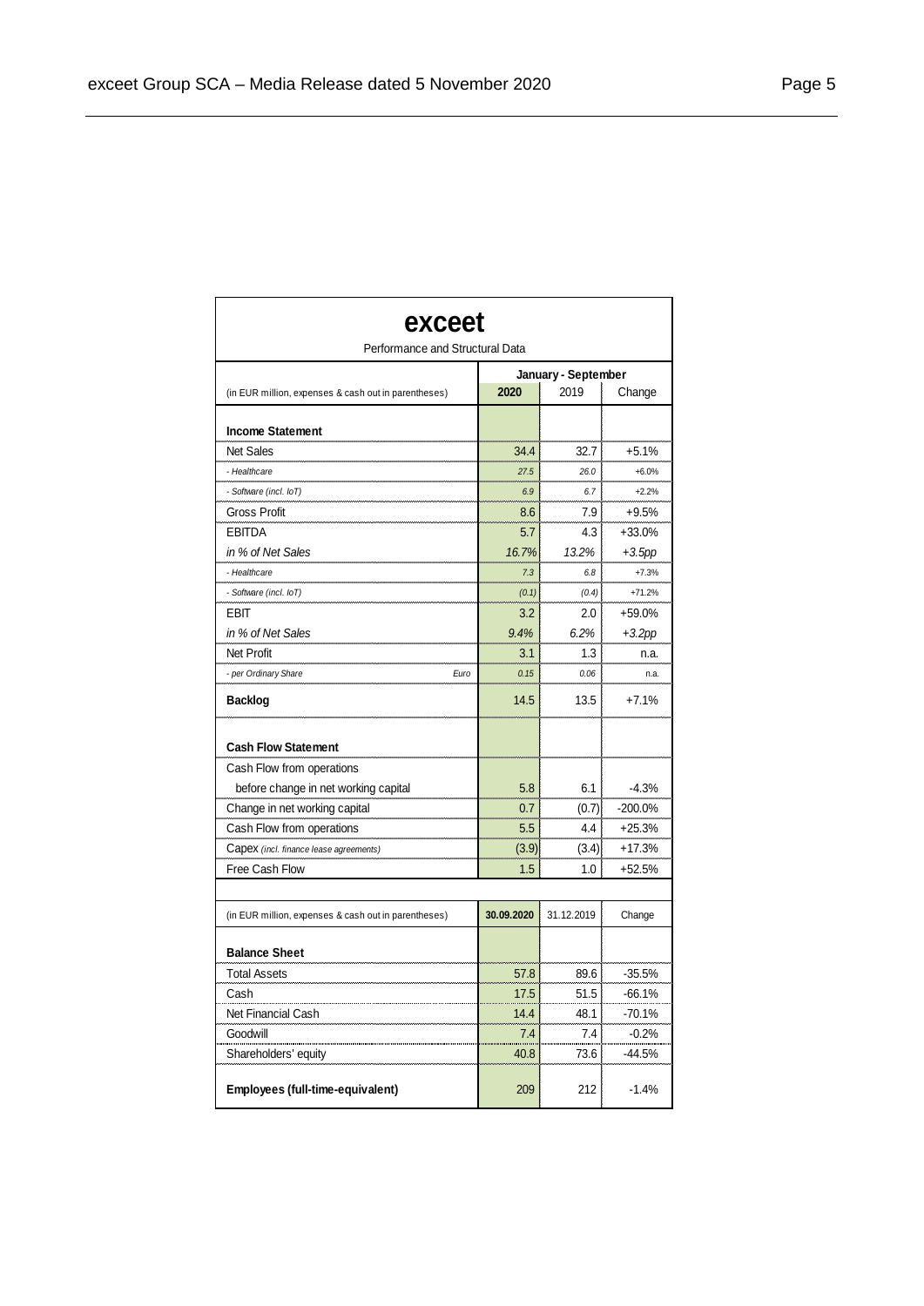# exceet

Performance and Structural Data

| (in EUR million, expenses & cash out in parentheses) | January - September 2020 | 2019 | Change |
|---|---|---|---|
| **Income Statement** | | | |
| Net Sales | 34.4 | 32.7 | +5.1% |
| *- Healthcare* | *27.5* | *26.0* | +6.0% |
| *- Software (incl. IoT)* | *6.9* | *6.7* | +2.2% |
| Gross Profit | 8.6 | 7.9 | +9.5% |
| EBITDA | 5.7 | 4.3 | +33.0% |
| *in % of Net Sales* | *16.7%* | *13.2%* | *+3.5pp* |
| *- Healthcare* | *7.3* | *6.8* | +7.3% |
| *- Software (incl. IoT)* | *(0.1)* | *(0.4)* | +71.2% |
| EBIT | 3.2 | 2.0 | +59.0% |
| *in % of Net Sales* | *9.4%* | *6.2%* | *+3.2pp* |
| Net Profit | 3.1 | 1.3 | n.a. |
| *- per Ordinary Share* Euro | *0.15* | *0.06* | n.a. |
| **Backlog** | 14.5 | 13.5 | +7.1% |
| **Cash Flow Statement** | | | |
| Cash Flow from operations before change in net working capital | 5.8 | 6.1 | -4.3% |
| Change in net working capital | 0.7 | (0.7) | -200.0% |
| Cash Flow from operations | 5.5 | 4.4 | +25.3% |
| Capex *(incl. finance lease agreements)* | (3.9) | (3.4) | +17.3% |
| Free Cash Flow | 1.5 | 1.0 | +52.5% |

| (in EUR million, expenses & cash out in parentheses) | 30.09.2020 | 31.12.2019 | Change |
|---|---|---|---|
| **Balance Sheet** | | | |
| Total Assets | 57.8 | 89.6 | -35.5% |
| Cash | 17.5 | 51.5 | -66.1% |
| Net Financial Cash | 14.4 | 48.1 | -70.1% |
| Goodwill | 7.4 | 7.4 | -0.2% |
| Shareholders' equity | 40.8 | 73.6 | -44.5% |
| **Employees (full-time-equivalent)** | 209 | 212 | -1.4% |